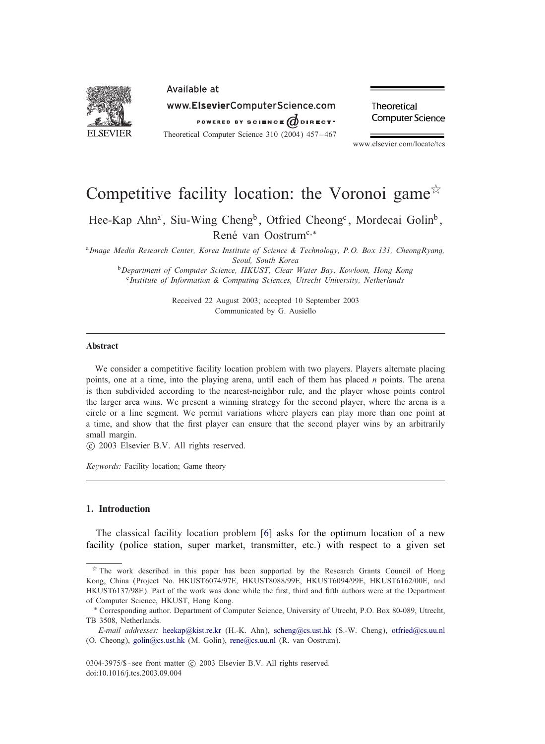# Competitive facility location: the Voronoi game[☆]

Hee-Kap Ahn[a], Siu-Wing Cheng[b], Otfried Cheong[c], Mordecai Golin[b], René van Oostrum[c,*]

[a] *Image Media Research Center, Korea Institute of Science & Technology, P.O. Box 131, CheongRyang, Seoul, South Korea*

[b] *Department of Computer Science, HKUST, Clear Water Bay, Kowloon, Hong Kong*

[c] *Institute of Information & Computing Sciences, Utrecht University, Netherlands*

Received 22 August 2003; accepted 10 September 2003
Communicated by G. Ausiello

---

### Abstract

We consider a competitive facility location problem with two players. Players alternate placing points, one at a time, into the playing arena, until each of them has placed $n$ points. The arena is then subdivided according to the nearest-neighbor rule, and the player whose points control the larger area wins. We present a winning strategy for the second player, where the arena is a circle or a line segment. We permit variations where players can play more than one point at a time, and show that the first player can ensure that the second player wins by an arbitrarily small margin.

© 2003 Elsevier B.V. All rights reserved.

*Keywords:* Facility location; Game theory

---

## 1. Introduction

The classical facility location problem [6] asks for the optimum location of a new facility (police station, super market, transmitter, etc.) with respect to a given set

---

[☆] The work described in this paper has been supported by the Research Grants Council of Hong Kong, China (Project No. HKUST6074/97E, HKUST8088/99E, HKUST6094/99E, HKUST6162/00E, and HKUST6137/98E). Part of the work was done while the first, third and fifth authors were at the Department of Computer Science, HKUST, Hong Kong.

[*] Corresponding author. Department of Computer Science, University of Utrecht, P.O. Box 80-089, Utrecht, TB 3508, Netherlands.

*E-mail addresses:* heekap@kist.re.kr (H.-K. Ahn), scheng@cs.ust.hk (S.-W. Cheng), otfried@cs.uu.nl (O. Cheong), golin@cs.ust.hk (M. Golin), rene@cs.uu.nl (R. van Oostrum).

0304-3975/$ - see front matter © 2003 Elsevier B.V. All rights reserved.
doi:10.1016/j.tcs.2003.09.004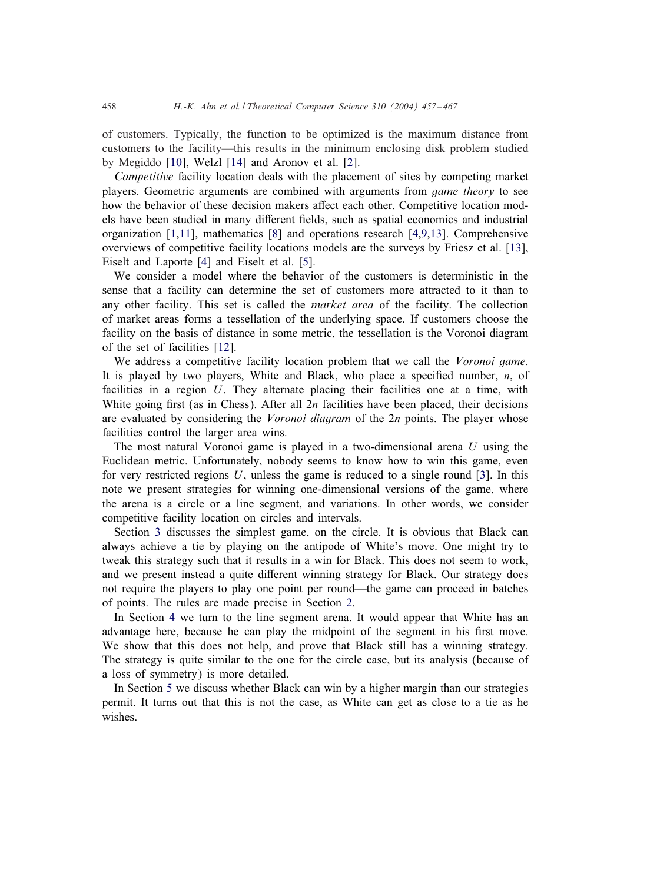of customers. Typically, the function to be optimized is the maximum distance from customers to the facility—this results in the minimum enclosing disk problem studied by Megiddo [10], Welzl [14] and Aronov et al. [2].

*Competitive* facility location deals with the placement of sites by competing market players. Geometric arguments are combined with arguments from *game theory* to see how the behavior of these decision makers affect each other. Competitive location models have been studied in many different fields, such as spatial economics and industrial organization [1,11], mathematics [8] and operations research [4,9,13]. Comprehensive overviews of competitive facility locations models are the surveys by Friesz et al. [13], Eiselt and Laporte [4] and Eiselt et al. [5].

We consider a model where the behavior of the customers is deterministic in the sense that a facility can determine the set of customers more attracted to it than to any other facility. This set is called the *market area* of the facility. The collection of market areas forms a tessellation of the underlying space. If customers choose the facility on the basis of distance in some metric, the tessellation is the Voronoi diagram of the set of facilities [12].

We address a competitive facility location problem that we call the *Voronoi game*. It is played by two players, White and Black, who place a specified number, $n$, of facilities in a region $U$. They alternate placing their facilities one at a time, with White going first (as in Chess). After all $2n$ facilities have been placed, their decisions are evaluated by considering the *Voronoi diagram* of the $2n$ points. The player whose facilities control the larger area wins.

The most natural Voronoi game is played in a two-dimensional arena $U$ using the Euclidean metric. Unfortunately, nobody seems to know how to win this game, even for very restricted regions $U$, unless the game is reduced to a single round [3]. In this note we present strategies for winning one-dimensional versions of the game, where the arena is a circle or a line segment, and variations. In other words, we consider competitive facility location on circles and intervals.

Section 3 discusses the simplest game, on the circle. It is obvious that Black can always achieve a tie by playing on the antipode of White's move. One might try to tweak this strategy such that it results in a win for Black. This does not seem to work, and we present instead a quite different winning strategy for Black. Our strategy does not require the players to play one point per round—the game can proceed in batches of points. The rules are made precise in Section 2.

In Section 4 we turn to the line segment arena. It would appear that White has an advantage here, because he can play the midpoint of the segment in his first move. We show that this does not help, and prove that Black still has a winning strategy. The strategy is quite similar to the one for the circle case, but its analysis (because of a loss of symmetry) is more detailed.

In Section 5 we discuss whether Black can win by a higher margin than our strategies permit. It turns out that this is not the case, as White can get as close to a tie as he wishes.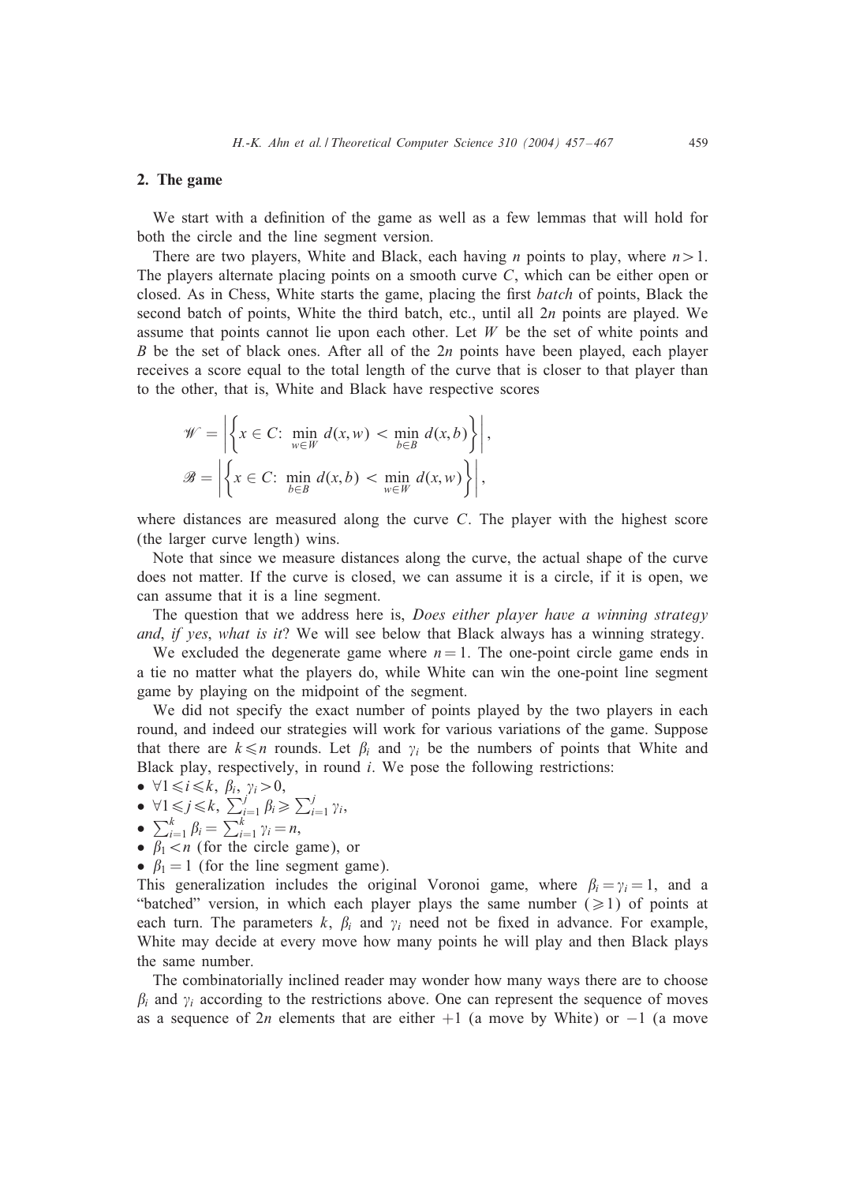## 2. The game

We start with a definition of the game as well as a few lemmas that will hold for both the circle and the line segment version.

There are two players, White and Black, each having $n$ points to play, where $n > 1$. The players alternate placing points on a smooth curve $C$, which can be either open or closed. As in Chess, White starts the game, placing the first *batch* of points, Black the second batch of points, White the third batch, etc., until all $2n$ points are played. We assume that points cannot lie upon each other. Let $W$ be the set of white points and $B$ be the set of black ones. After all of the $2n$ points have been played, each player receives a score equal to the total length of the curve that is closer to that player than to the other, that is, White and Black have respective scores

$$\mathscr{W} = \left| \left\{ x \in C\colon \min_{w \in W} d(x, w) < \min_{b \in B} d(x, b) \right\} \right|,$$

$$\mathscr{B} = \left| \left\{ x \in C\colon \min_{b \in B} d(x, b) < \min_{w \in W} d(x, w) \right\} \right|,$$

where distances are measured along the curve $C$. The player with the highest score (the larger curve length) wins.

Note that since we measure distances along the curve, the actual shape of the curve does not matter. If the curve is closed, we can assume it is a circle, if it is open, we can assume that it is a line segment.

The question that we address here is, *Does either player have a winning strategy and*, *if yes*, *what is it*? We will see below that Black always has a winning strategy.

We excluded the degenerate game where $n = 1$. The one-point circle game ends in a tie no matter what the players do, while White can win the one-point line segment game by playing on the midpoint of the segment.

We did not specify the exact number of points played by the two players in each round, and indeed our strategies will work for various variations of the game. Suppose that there are $k \leqslant n$ rounds. Let $\beta_i$ and $\gamma_i$ be the numbers of points that White and Black play, respectively, in round $i$. We pose the following restrictions:

- $\forall 1 \leqslant i \leqslant k,\ \beta_i,\ \gamma_i > 0$,
- $\forall 1 \leqslant j \leqslant k,\ \sum_{i=1}^{j} \beta_i \geqslant \sum_{i=1}^{j} \gamma_i$,
- $\sum_{i=1}^{k} \beta_i = \sum_{i=1}^{k} \gamma_i = n$,
- $\beta_1 < n$ (for the circle game), or
- $\beta_1 = 1$ (for the line segment game).

This generalization includes the original Voronoi game, where $\beta_i = \gamma_i = 1$, and a "batched" version, in which each player plays the same number ($\geqslant 1$) of points at each turn. The parameters $k$, $\beta_i$ and $\gamma_i$ need not be fixed in advance. For example, White may decide at every move how many points he will play and then Black plays the same number.

The combinatorially inclined reader may wonder how many ways there are to choose $\beta_i$ and $\gamma_i$ according to the restrictions above. One can represent the sequence of moves as a sequence of $2n$ elements that are either $+1$ (a move by White) or $-1$ (a move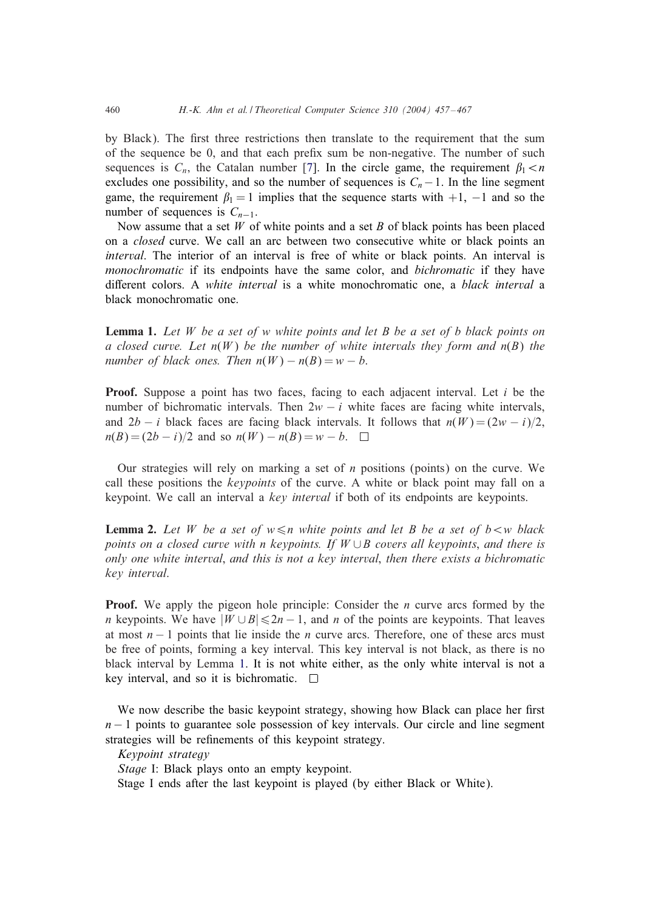by Black). The first three restrictions then translate to the requirement that the sum of the sequence be 0, and that each prefix sum be non-negative. The number of such sequences is $C_n$, the Catalan number [7]. In the circle game, the requirement $\beta_1 < n$ excludes one possibility, and so the number of sequences is $C_n - 1$. In the line segment game, the requirement $\beta_1 = 1$ implies that the sequence starts with $+1$, $-1$ and so the number of sequences is $C_{n-1}$.

Now assume that a set $W$ of white points and a set $B$ of black points has been placed on a *closed* curve. We call an arc between two consecutive white or black points an *interval*. The interior of an interval is free of white or black points. An interval is *monochromatic* if its endpoints have the same color, and *bichromatic* if they have different colors. A *white interval* is a white monochromatic one, a *black interval* a black monochromatic one.

**Lemma 1.** *Let $W$ be a set of $w$ white points and let $B$ be a set of $b$ black points on a closed curve. Let $n(W)$ be the number of white intervals they form and $n(B)$ the number of black ones. Then $n(W) - n(B) = w - b$.*

**Proof.** Suppose a point has two faces, facing to each adjacent interval. Let $i$ be the number of bichromatic intervals. Then $2w - i$ white faces are facing white intervals, and $2b - i$ black faces are facing black intervals. It follows that $n(W) = (2w - i)/2$, $n(B) = (2b - i)/2$ and so $n(W) - n(B) = w - b$. □

Our strategies will rely on marking a set of $n$ positions (points) on the curve. We call these positions the *keypoints* of the curve. A white or black point may fall on a keypoint. We call an interval a *key interval* if both of its endpoints are keypoints.

**Lemma 2.** *Let $W$ be a set of $w \leqslant n$ white points and let $B$ be a set of $b < w$ black points on a closed curve with n keypoints. If $W \cup B$ covers all keypoints, and there is only one white interval, and this is not a key interval, then there exists a bichromatic key interval.*

**Proof.** We apply the pigeon hole principle: Consider the $n$ curve arcs formed by the $n$ keypoints. We have $|W \cup B| \leqslant 2n - 1$, and $n$ of the points are keypoints. That leaves at most $n - 1$ points that lie inside the $n$ curve arcs. Therefore, one of these arcs must be free of points, forming a key interval. This key interval is not black, as there is no black interval by Lemma 1. It is not white either, as the only white interval is not a key interval, and so it is bichromatic. □

We now describe the basic keypoint strategy, showing how Black can place her first $n - 1$ points to guarantee sole possession of key intervals. Our circle and line segment strategies will be refinements of this keypoint strategy.

*Keypoint strategy*

*Stage* I: Black plays onto an empty keypoint.

Stage I ends after the last keypoint is played (by either Black or White).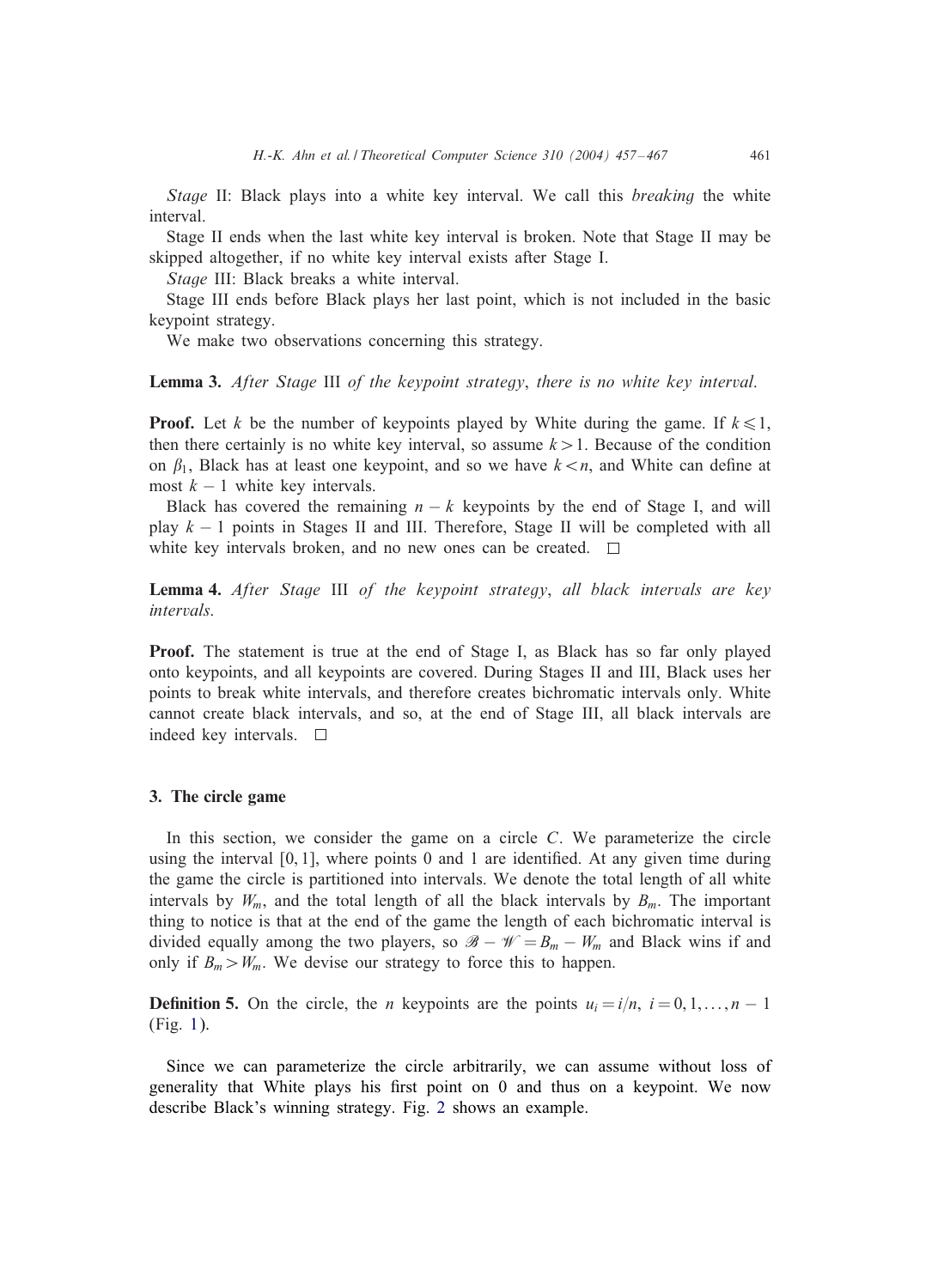*Stage* II: Black plays into a white key interval. We call this *breaking* the white interval.

Stage II ends when the last white key interval is broken. Note that Stage II may be skipped altogether, if no white key interval exists after Stage I.

*Stage* III: Black breaks a white interval.

Stage III ends before Black plays her last point, which is not included in the basic keypoint strategy.

We make two observations concerning this strategy.

**Lemma 3.** *After Stage* III *of the keypoint strategy*, *there is no white key interval.*

**Proof.** Let $k$ be the number of keypoints played by White during the game. If $k \leqslant 1$, then there certainly is no white key interval, so assume $k > 1$. Because of the condition on $\beta_1$, Black has at least one keypoint, and so we have $k < n$, and White can define at most $k - 1$ white key intervals.

Black has covered the remaining $n - k$ keypoints by the end of Stage I, and will play $k - 1$ points in Stages II and III. Therefore, Stage II will be completed with all white key intervals broken, and no new ones can be created. □

**Lemma 4.** *After Stage* III *of the keypoint strategy*, *all black intervals are key intervals.*

**Proof.** The statement is true at the end of Stage I, as Black has so far only played onto keypoints, and all keypoints are covered. During Stages II and III, Black uses her points to break white intervals, and therefore creates bichromatic intervals only. White cannot create black intervals, and so, at the end of Stage III, all black intervals are indeed key intervals. □

## 3. The circle game

In this section, we consider the game on a circle $C$. We parameterize the circle using the interval $[0, 1]$, where points 0 and 1 are identified. At any given time during the game the circle is partitioned into intervals. We denote the total length of all white intervals by $W_m$, and the total length of all the black intervals by $B_m$. The important thing to notice is that at the end of the game the length of each bichromatic interval is divided equally among the two players, so $\mathscr{B} - \mathscr{W} = B_m - W_m$ and Black wins if and only if $B_m > W_m$. We devise our strategy to force this to happen.

**Definition 5.** On the circle, the $n$ keypoints are the points $u_i = i/n$, $i = 0, 1, \ldots, n - 1$ (Fig. 1).

Since we can parameterize the circle arbitrarily, we can assume without loss of generality that White plays his first point on 0 and thus on a keypoint. We now describe Black's winning strategy. Fig. 2 shows an example.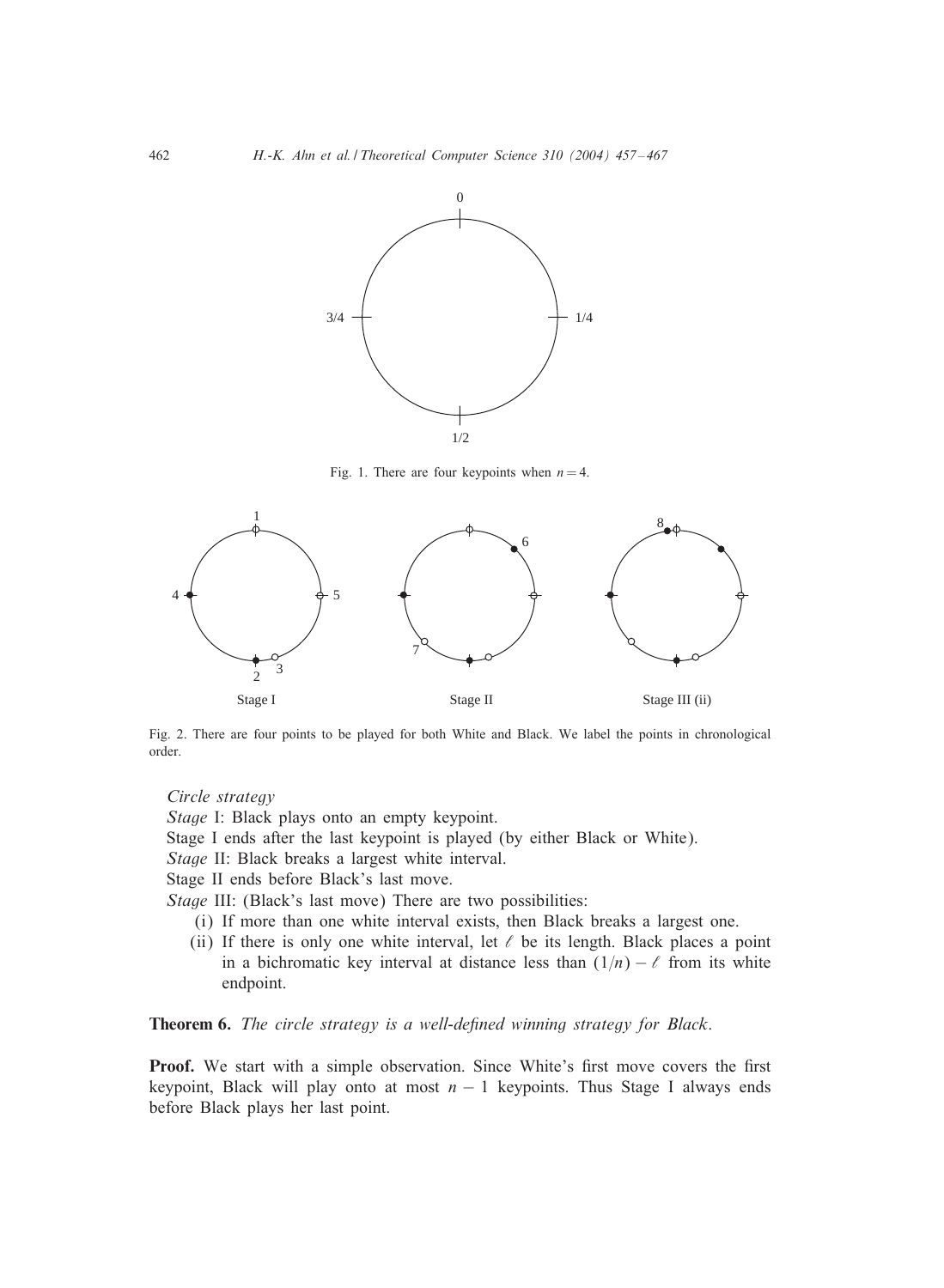Fig. 1. There are four keypoints when $n = 4$.

Fig. 2. There are four points to be played for both White and Black. We label the points in chronological order.

*Circle strategy*

*Stage* I: Black plays onto an empty keypoint.

Stage I ends after the last keypoint is played (by either Black or White).

*Stage* II: Black breaks a largest white interval.

Stage II ends before Black's last move.

*Stage* III: (Black's last move) There are two possibilities:

(i) If more than one white interval exists, then Black breaks a largest one.

(ii) If there is only one white interval, let $\ell$ be its length. Black places a point in a bichromatic key interval at distance less than $(1/n) - \ell$ from its white endpoint.

**Theorem 6.** *The circle strategy is a well-defined winning strategy for Black*.

**Proof.** We start with a simple observation. Since White's first move covers the first keypoint, Black will play onto at most $n - 1$ keypoints. Thus Stage I always ends before Black plays her last point.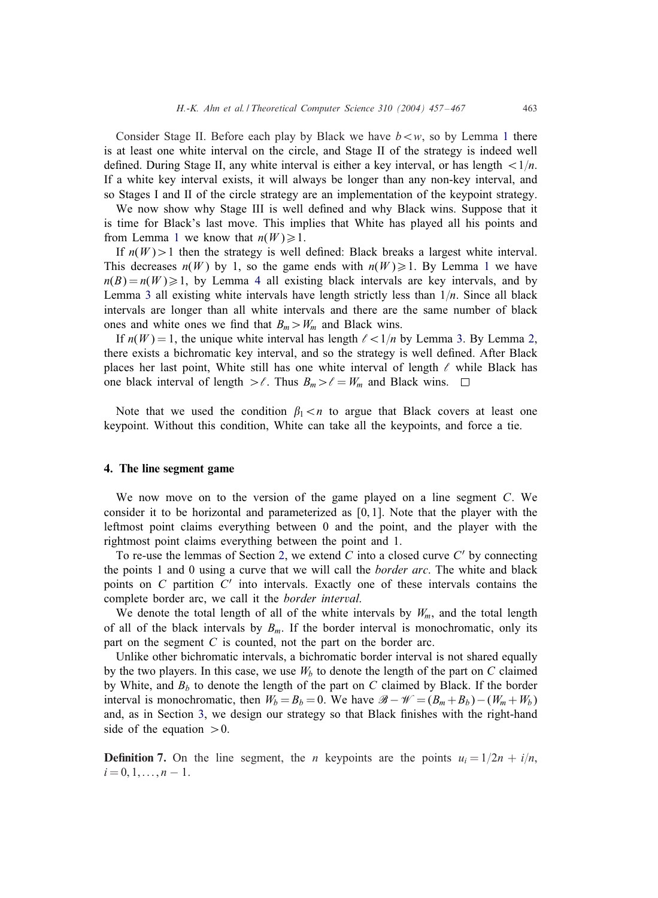Consider Stage II. Before each play by Black we have $b < w$, so by Lemma 1 there is at least one white interval on the circle, and Stage II of the strategy is indeed well defined. During Stage II, any white interval is either a key interval, or has length $< 1/n$. If a white key interval exists, it will always be longer than any non-key interval, and so Stages I and II of the circle strategy are an implementation of the keypoint strategy.

We now show why Stage III is well defined and why Black wins. Suppose that it is time for Black's last move. This implies that White has played all his points and from Lemma 1 we know that $n(W) \geqslant 1$.

If $n(W) > 1$ then the strategy is well defined: Black breaks a largest white interval. This decreases $n(W)$ by 1, so the game ends with $n(W) \geqslant 1$. By Lemma 1 we have $n(B) = n(W) \geqslant 1$, by Lemma 4 all existing black intervals are key intervals, and by Lemma 3 all existing white intervals have length strictly less than $1/n$. Since all black intervals are longer than all white intervals and there are the same number of black ones and white ones we find that $B_m > W_m$ and Black wins.

If $n(W) = 1$, the unique white interval has length $\ell < 1/n$ by Lemma 3. By Lemma 2, there exists a bichromatic key interval, and so the strategy is well defined. After Black places her last point, White still has one white interval of length $\ell$ while Black has one black interval of length $> \ell$. Thus $B_m > \ell = W_m$ and Black wins. □

Note that we used the condition $\beta_1 < n$ to argue that Black covers at least one keypoint. Without this condition, White can take all the keypoints, and force a tie.

## 4. The line segment game

We now move on to the version of the game played on a line segment $C$. We consider it to be horizontal and parameterized as $[0, 1]$. Note that the player with the leftmost point claims everything between 0 and the point, and the player with the rightmost point claims everything between the point and 1.

To re-use the lemmas of Section 2, we extend $C$ into a closed curve $C'$ by connecting the points 1 and 0 using a curve that we will call the *border arc*. The white and black points on $C$ partition $C'$ into intervals. Exactly one of these intervals contains the complete border arc, we call it the *border interval*.

We denote the total length of all of the white intervals by $W_m$, and the total length of all of the black intervals by $B_m$. If the border interval is monochromatic, only its part on the segment $C$ is counted, not the part on the border arc.

Unlike other bichromatic intervals, a bichromatic border interval is not shared equally by the two players. In this case, we use $W_b$ to denote the length of the part on $C$ claimed by White, and $B_b$ to denote the length of the part on $C$ claimed by Black. If the border interval is monochromatic, then $W_b = B_b = 0$. We have $\mathscr{B} - \mathscr{W} = (B_m + B_b) - (W_m + W_b)$ and, as in Section 3, we design our strategy so that Black finishes with the right-hand side of the equation $> 0$.

**Definition 7.** On the line segment, the $n$ keypoints are the points $u_i = 1/2n + i/n$, $i = 0, 1, \ldots, n-1$.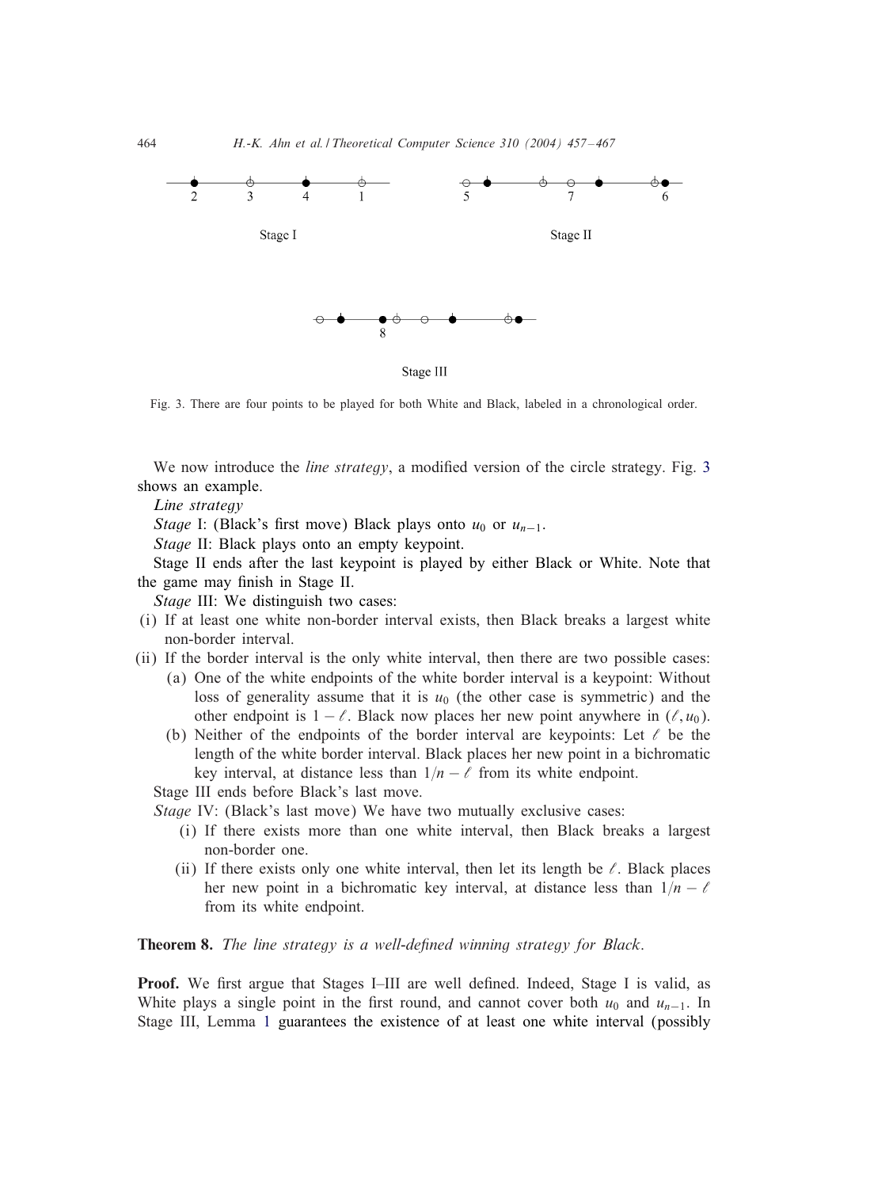Fig. 3. There are four points to be played for both White and Black, labeled in a chronological order.

We now introduce the *line strategy*, a modified version of the circle strategy. Fig. 3 shows an example.

*Line strategy*

*Stage* I: (Black's first move) Black plays onto $u_0$ or $u_{n-1}$.

*Stage* II: Black plays onto an empty keypoint.

Stage II ends after the last keypoint is played by either Black or White. Note that the game may finish in Stage II.

*Stage* III: We distinguish two cases:

(i) If at least one white non-border interval exists, then Black breaks a largest white non-border interval.

(ii) If the border interval is the only white interval, then there are two possible cases:
  (a) One of the white endpoints of the white border interval is a keypoint: Without loss of generality assume that it is $u_0$ (the other case is symmetric) and the other endpoint is $1-\ell$. Black now places her new point anywhere in $(\ell, u_0)$.
  (b) Neither of the endpoints of the border interval are keypoints: Let $\ell$ be the length of the white border interval. Black places her new point in a bichromatic key interval, at distance less than $1/n - \ell$ from its white endpoint.

Stage III ends before Black's last move.

*Stage* IV: (Black's last move) We have two mutually exclusive cases:

(i) If there exists more than one white interval, then Black breaks a largest non-border one.

(ii) If there exists only one white interval, then let its length be $\ell$. Black places her new point in a bichromatic key interval, at distance less than $1/n - \ell$ from its white endpoint.

**Theorem 8.** *The line strategy is a well-defined winning strategy for Black.*

**Proof.** We first argue that Stages I–III are well defined. Indeed, Stage I is valid, as White plays a single point in the first round, and cannot cover both $u_0$ and $u_{n-1}$. In Stage III, Lemma 1 guarantees the existence of at least one white interval (possibly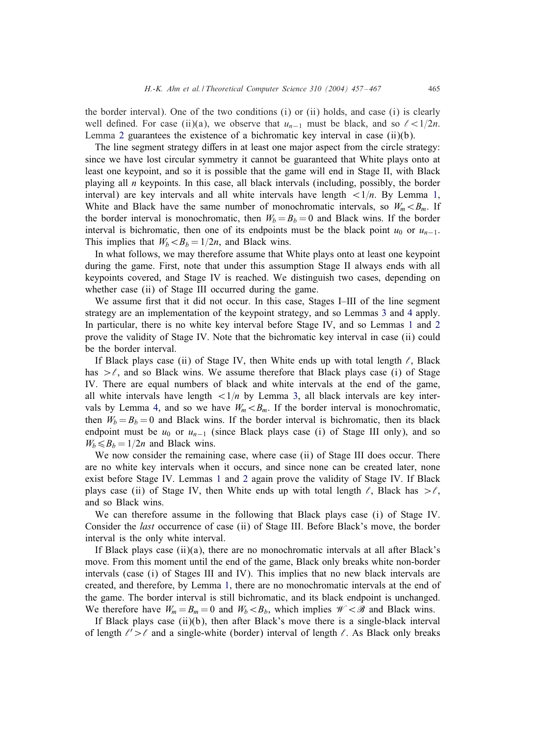the border interval). One of the two conditions (i) or (ii) holds, and case (i) is clearly well defined. For case (ii)(a), we observe that $u_{n-1}$ must be black, and so $\ell < 1/2n$. Lemma 2 guarantees the existence of a bichromatic key interval in case (ii)(b).

The line segment strategy differs in at least one major aspect from the circle strategy: since we have lost circular symmetry it cannot be guaranteed that White plays onto at least one keypoint, and so it is possible that the game will end in Stage II, with Black playing all $n$ keypoints. In this case, all black intervals (including, possibly, the border interval) are key intervals and all white intervals have length $< 1/n$. By Lemma 1, White and Black have the same number of monochromatic intervals, so $W_m < B_m$. If the border interval is monochromatic, then $W_b = B_b = 0$ and Black wins. If the border interval is bichromatic, then one of its endpoints must be the black point $u_0$ or $u_{n-1}$. This implies that $W_b < B_b = 1/2n$, and Black wins.

In what follows, we may therefore assume that White plays onto at least one keypoint during the game. First, note that under this assumption Stage II always ends with all keypoints covered, and Stage IV is reached. We distinguish two cases, depending on whether case (ii) of Stage III occurred during the game.

We assume first that it did not occur. In this case, Stages I–III of the line segment strategy are an implementation of the keypoint strategy, and so Lemmas 3 and 4 apply. In particular, there is no white key interval before Stage IV, and so Lemmas 1 and 2 prove the validity of Stage IV. Note that the bichromatic key interval in case (ii) could be the border interval.

If Black plays case (ii) of Stage IV, then White ends up with total length $\ell$, Black has $> \ell$, and so Black wins. We assume therefore that Black plays case (i) of Stage IV. There are equal numbers of black and white intervals at the end of the game, all white intervals have length $< 1/n$ by Lemma 3, all black intervals are key intervals by Lemma 4, and so we have $W_m < B_m$. If the border interval is monochromatic, then $W_b = B_b = 0$ and Black wins. If the border interval is bichromatic, then its black endpoint must be $u_0$ or $u_{n-1}$ (since Black plays case (i) of Stage III only), and so $W_b \leqslant B_b = 1/2n$ and Black wins.

We now consider the remaining case, where case (ii) of Stage III does occur. There are no white key intervals when it occurs, and since none can be created later, none exist before Stage IV. Lemmas 1 and 2 again prove the validity of Stage IV. If Black plays case (ii) of Stage IV, then White ends up with total length $\ell$, Black has $> \ell$, and so Black wins.

We can therefore assume in the following that Black plays case (i) of Stage IV. Consider the *last* occurrence of case (ii) of Stage III. Before Black's move, the border interval is the only white interval.

If Black plays case (ii)(a), there are no monochromatic intervals at all after Black's move. From this moment until the end of the game, Black only breaks white non-border intervals (case (i) of Stages III and IV). This implies that no new black intervals are created, and therefore, by Lemma 1, there are no monochromatic intervals at the end of the game. The border interval is still bichromatic, and its black endpoint is unchanged. We therefore have $W_m = B_m = 0$ and $W_b < B_b$, which implies $\mathscr{W} < \mathscr{B}$ and Black wins.

If Black plays case (ii)(b), then after Black's move there is a single-black interval of length $\ell' > \ell$ and a single-white (border) interval of length $\ell$. As Black only breaks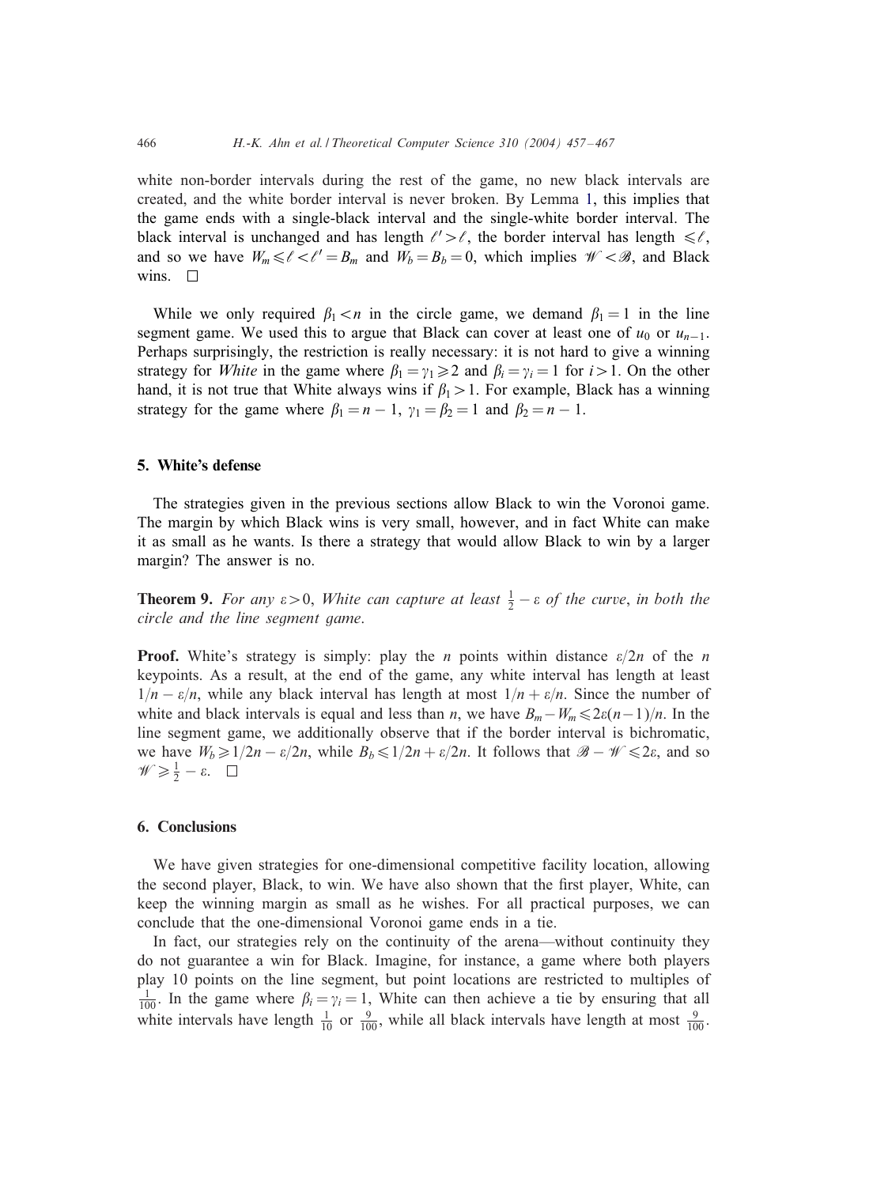white non-border intervals during the rest of the game, no new black intervals are created, and the white border interval is never broken. By Lemma 1, this implies that the game ends with a single-black interval and the single-white border interval. The black interval is unchanged and has length $\ell' > \ell$, the border interval has length $\leqslant \ell$, and so we have $W_m \leqslant \ell < \ell' = B_m$ and $W_b = B_b = 0$, which implies $\mathscr{W} < \mathscr{B}$, and Black wins. $\square$

While we only required $\beta_1 < n$ in the circle game, we demand $\beta_1 = 1$ in the line segment game. We used this to argue that Black can cover at least one of $u_0$ or $u_{n-1}$. Perhaps surprisingly, the restriction is really necessary: it is not hard to give a winning strategy for *White* in the game where $\beta_1 = \gamma_1 \geqslant 2$ and $\beta_i = \gamma_i = 1$ for $i > 1$. On the other hand, it is not true that White always wins if $\beta_1 > 1$. For example, Black has a winning strategy for the game where $\beta_1 = n - 1$, $\gamma_1 = \beta_2 = 1$ and $\beta_2 = n - 1$.

## 5. White's defense

The strategies given in the previous sections allow Black to win the Voronoi game. The margin by which Black wins is very small, however, and in fact White can make it as small as he wants. Is there a strategy that would allow Black to win by a larger margin? The answer is no.

**Theorem 9.** *For any* $\varepsilon > 0$, *White can capture at least* $\frac{1}{2} - \varepsilon$ *of the curve*, *in both the circle and the line segment game*.

**Proof.** White's strategy is simply: play the $n$ points within distance $\varepsilon/2n$ of the $n$ keypoints. As a result, at the end of the game, any white interval has length at least $1/n - \varepsilon/n$, while any black interval has length at most $1/n + \varepsilon/n$. Since the number of white and black intervals is equal and less than $n$, we have $B_m - W_m \leqslant 2\varepsilon(n-1)/n$. In the line segment game, we additionally observe that if the border interval is bichromatic, we have $W_b \geqslant 1/2n - \varepsilon/2n$, while $B_b \leqslant 1/2n + \varepsilon/2n$. It follows that $\mathscr{B} - \mathscr{W} \leqslant 2\varepsilon$, and so $\mathscr{W} \geqslant \frac{1}{2} - \varepsilon$. $\square$

## 6. Conclusions

We have given strategies for one-dimensional competitive facility location, allowing the second player, Black, to win. We have also shown that the first player, White, can keep the winning margin as small as he wishes. For all practical purposes, we can conclude that the one-dimensional Voronoi game ends in a tie.

In fact, our strategies rely on the continuity of the arena—without continuity they do not guarantee a win for Black. Imagine, for instance, a game where both players play 10 points on the line segment, but point locations are restricted to multiples of $\frac{1}{100}$. In the game where $\beta_i = \gamma_i = 1$, White can then achieve a tie by ensuring that all white intervals have length $\frac{1}{10}$ or $\frac{9}{100}$, while all black intervals have length at most $\frac{9}{100}$.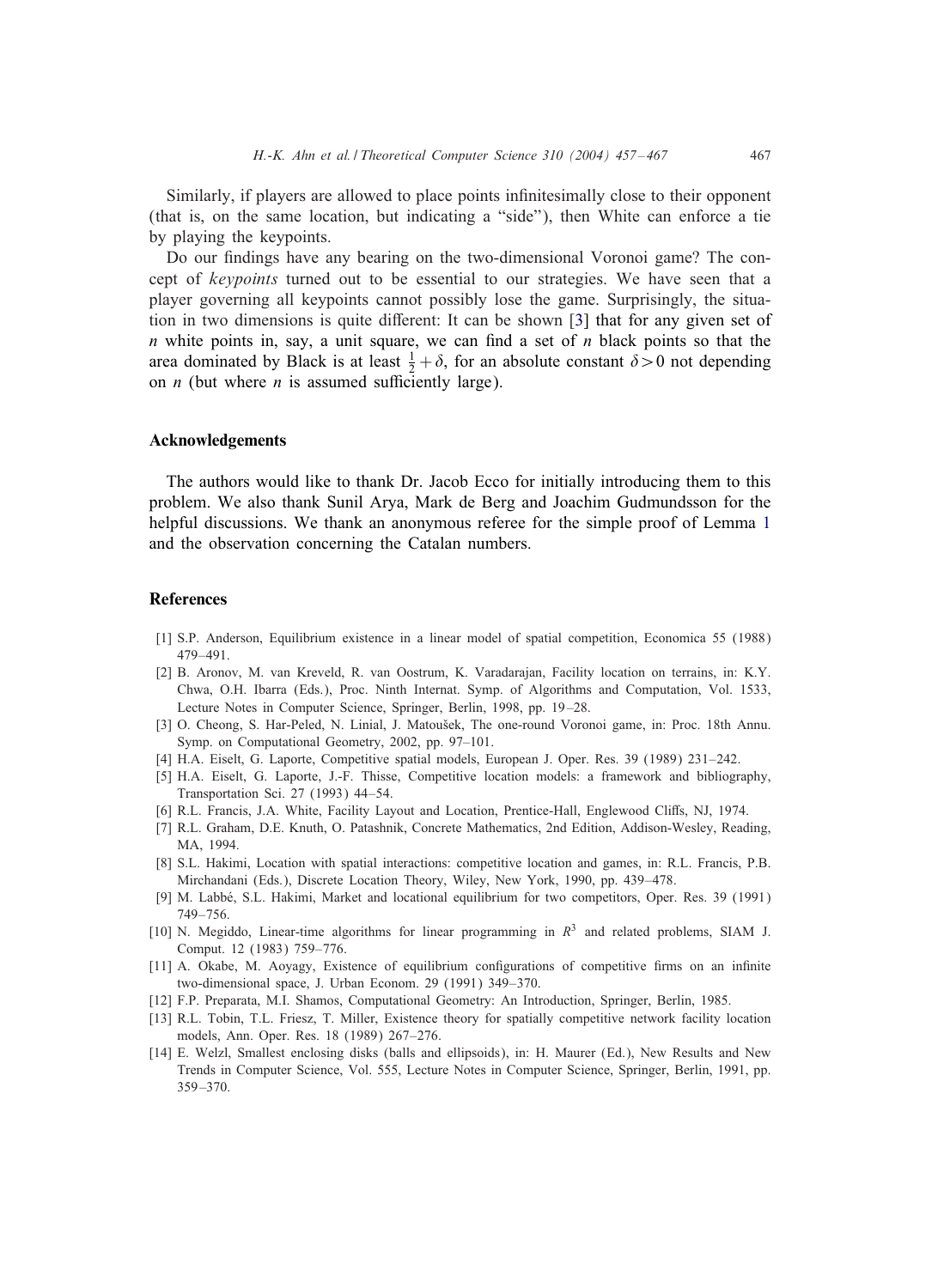Similarly, if players are allowed to place points infinitesimally close to their opponent (that is, on the same location, but indicating a "side"), then White can enforce a tie by playing the keypoints.

Do our findings have any bearing on the two-dimensional Voronoi game? The concept of *keypoints* turned out to be essential to our strategies. We have seen that a player governing all keypoints cannot possibly lose the game. Surprisingly, the situation in two dimensions is quite different: It can be shown [3] that for any given set of $n$ white points in, say, a unit square, we can find a set of $n$ black points so that the area dominated by Black is at least $\frac{1}{2} + \delta$, for an absolute constant $\delta > 0$ not depending on $n$ (but where $n$ is assumed sufficiently large).

## Acknowledgements

The authors would like to thank Dr. Jacob Ecco for initially introducing them to this problem. We also thank Sunil Arya, Mark de Berg and Joachim Gudmundsson for the helpful discussions. We thank an anonymous referee for the simple proof of Lemma 1 and the observation concerning the Catalan numbers.

## References

[1] S.P. Anderson, Equilibrium existence in a linear model of spatial competition, Economica 55 (1988) 479–491.

[2] B. Aronov, M. van Kreveld, R. van Oostrum, K. Varadarajan, Facility location on terrains, in: K.Y. Chwa, O.H. Ibarra (Eds.), Proc. Ninth Internat. Symp. of Algorithms and Computation, Vol. 1533, Lecture Notes in Computer Science, Springer, Berlin, 1998, pp. 19–28.

[3] O. Cheong, S. Har-Peled, N. Linial, J. Matoušek, The one-round Voronoi game, in: Proc. 18th Annu. Symp. on Computational Geometry, 2002, pp. 97–101.

[4] H.A. Eiselt, G. Laporte, Competitive spatial models, European J. Oper. Res. 39 (1989) 231–242.

[5] H.A. Eiselt, G. Laporte, J.-F. Thisse, Competitive location models: a framework and bibliography, Transportation Sci. 27 (1993) 44–54.

[6] R.L. Francis, J.A. White, Facility Layout and Location, Prentice-Hall, Englewood Cliffs, NJ, 1974.

[7] R.L. Graham, D.E. Knuth, O. Patashnik, Concrete Mathematics, 2nd Edition, Addison-Wesley, Reading, MA, 1994.

[8] S.L. Hakimi, Location with spatial interactions: competitive location and games, in: R.L. Francis, P.B. Mirchandani (Eds.), Discrete Location Theory, Wiley, New York, 1990, pp. 439–478.

[9] M. Labbé, S.L. Hakimi, Market and locational equilibrium for two competitors, Oper. Res. 39 (1991) 749–756.

[10] N. Megiddo, Linear-time algorithms for linear programming in $R^3$ and related problems, SIAM J. Comput. 12 (1983) 759–776.

[11] A. Okabe, M. Aoyagy, Existence of equilibrium configurations of competitive firms on an infinite two-dimensional space, J. Urban Econom. 29 (1991) 349–370.

[12] F.P. Preparata, M.I. Shamos, Computational Geometry: An Introduction, Springer, Berlin, 1985.

[13] R.L. Tobin, T.L. Friesz, T. Miller, Existence theory for spatially competitive network facility location models, Ann. Oper. Res. 18 (1989) 267–276.

[14] E. Welzl, Smallest enclosing disks (balls and ellipsoids), in: H. Maurer (Ed.), New Results and New Trends in Computer Science, Vol. 555, Lecture Notes in Computer Science, Springer, Berlin, 1991, pp. 359–370.